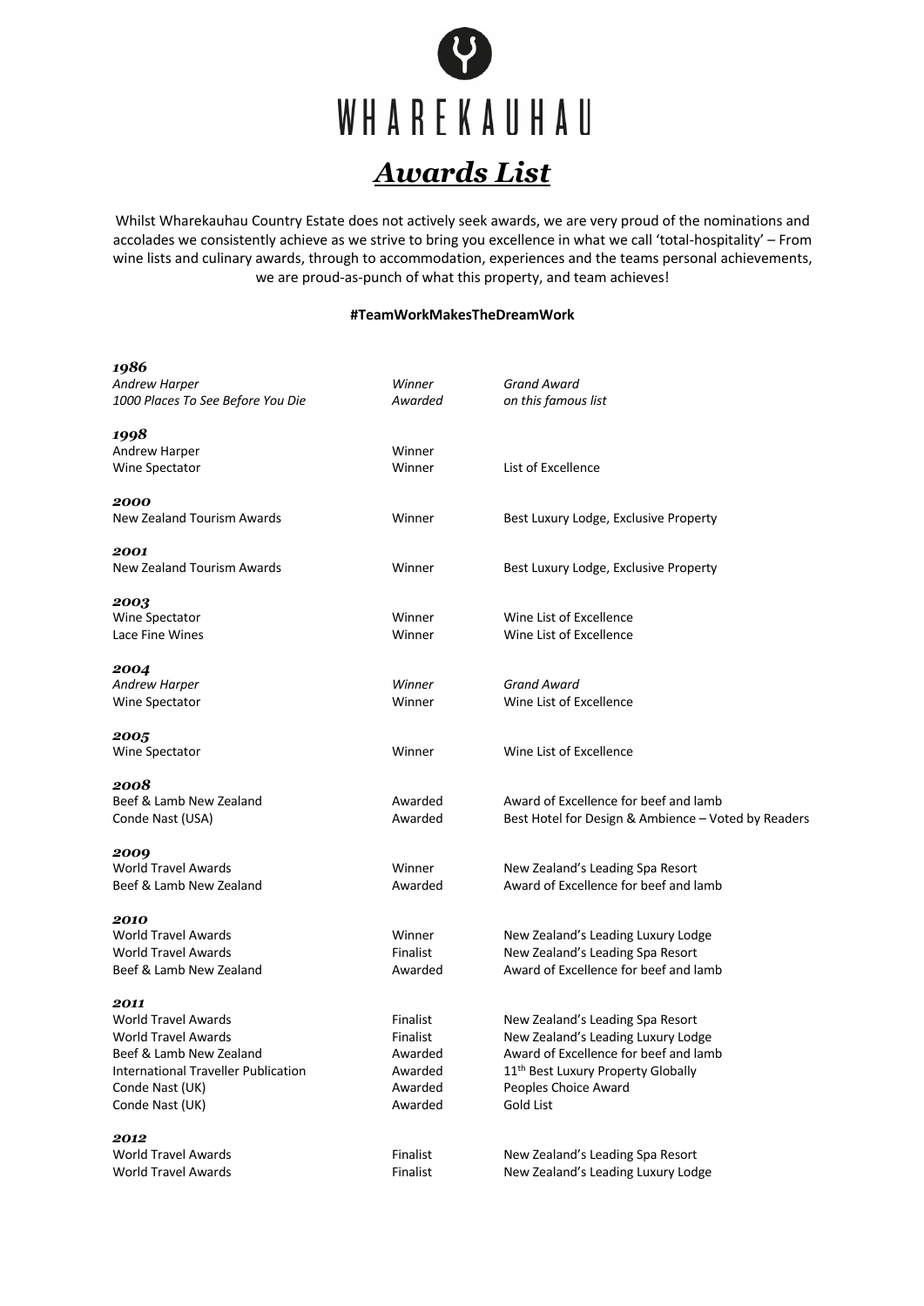WHAREKAUHAU

# *Awards List*

Whilst Wharekauhau Country Estate does not actively seek awards, we are very proud of the nominations and accolades we consistently achieve as we strive to bring you excellence in what we call 'total-hospitality' – From wine lists and culinary awards, through to accommodation, experiences and the teams personal achievements, we are proud-as-punch of what this property, and team achieves!

**#TeamWorkMakesTheDreamWork**

***1986***

| | | |
|---|---|---|
| *Andrew Harper* | *Winner* | *Grand Award* |
| *1000 Places To See Before You Die* | *Awarded* | *on this famous list* |

***1998***

| | | |
|---|---|---|
| Andrew Harper | Winner | |
| Wine Spectator | Winner | List of Excellence |

***2000***

| | | |
|---|---|---|
| New Zealand Tourism Awards | Winner | Best Luxury Lodge, Exclusive Property |

***2001***

| | | |
|---|---|---|
| New Zealand Tourism Awards | Winner | Best Luxury Lodge, Exclusive Property |

***2003***

| | | |
|---|---|---|
| Wine Spectator | Winner | Wine List of Excellence |
| Lace Fine Wines | Winner | Wine List of Excellence |

***2004***

| | | |
|---|---|---|
| *Andrew Harper* | *Winner* | *Grand Award* |
| Wine Spectator | Winner | Wine List of Excellence |

***2005***

| | | |
|---|---|---|
| Wine Spectator | Winner | Wine List of Excellence |

***2008***

| | | |
|---|---|---|
| Beef & Lamb New Zealand | Awarded | Award of Excellence for beef and lamb |
| Conde Nast (USA) | Awarded | Best Hotel for Design & Ambience – Voted by Readers |

***2009***

| | | |
|---|---|---|
| World Travel Awards | Winner | New Zealand's Leading Spa Resort |
| Beef & Lamb New Zealand | Awarded | Award of Excellence for beef and lamb |

***2010***

| | | |
|---|---|---|
| World Travel Awards | Winner | New Zealand's Leading Luxury Lodge |
| World Travel Awards | Finalist | New Zealand's Leading Spa Resort |
| Beef & Lamb New Zealand | Awarded | Award of Excellence for beef and lamb |

***2011***

| | | |
|---|---|---|
| World Travel Awards | Finalist | New Zealand's Leading Spa Resort |
| World Travel Awards | Finalist | New Zealand's Leading Luxury Lodge |
| Beef & Lamb New Zealand | Awarded | Award of Excellence for beef and lamb |
| International Traveller Publication | Awarded | 11th Best Luxury Property Globally |
| Conde Nast (UK) | Awarded | Peoples Choice Award |
| Conde Nast (UK) | Awarded | Gold List |

***2012***

| | | |
|---|---|---|
| World Travel Awards | Finalist | New Zealand's Leading Spa Resort |
| World Travel Awards | Finalist | New Zealand's Leading Luxury Lodge |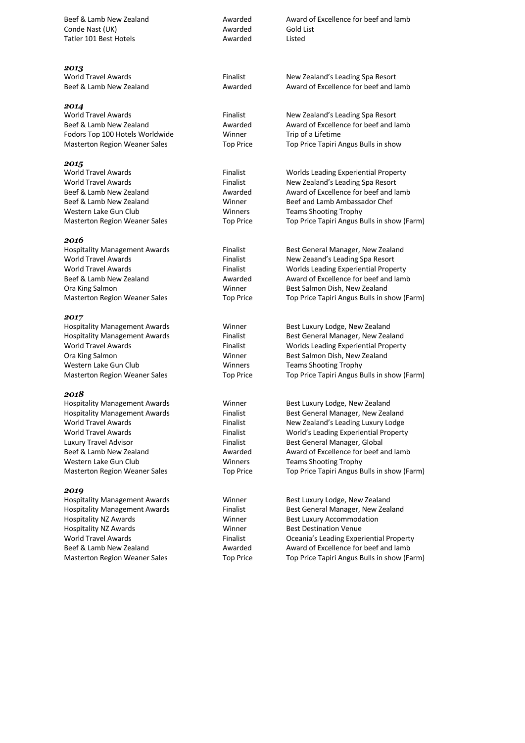| | | |
|---|---|---|
| Beef & Lamb New Zealand | Awarded | Award of Excellence for beef and lamb |
| Conde Nast (UK) | Awarded | Gold List |
| Tatler 101 Best Hotels | Awarded | Listed |

### *2013*

| | | |
|---|---|---|
| World Travel Awards | Finalist | New Zealand's Leading Spa Resort |
| Beef & Lamb New Zealand | Awarded | Award of Excellence for beef and lamb |

### *2014*

| | | |
|---|---|---|
| World Travel Awards | Finalist | New Zealand's Leading Spa Resort |
| Beef & Lamb New Zealand | Awarded | Award of Excellence for beef and lamb |
| Fodors Top 100 Hotels Worldwide | Winner | Trip of a Lifetime |
| Masterton Region Weaner Sales | Top Price | Top Price Tapiri Angus Bulls in show |

### *2015*

| | | |
|---|---|---|
| World Travel Awards | Finalist | Worlds Leading Experiential Property |
| World Travel Awards | Finalist | New Zealand's Leading Spa Resort |
| Beef & Lamb New Zealand | Awarded | Award of Excellence for beef and lamb |
| Beef & Lamb New Zealand | Winner | Beef and Lamb Ambassador Chef |
| Western Lake Gun Club | Winners | Teams Shooting Trophy |
| Masterton Region Weaner Sales | Top Price | Top Price Tapiri Angus Bulls in show (Farm) |

### *2016*

| | | |
|---|---|---|
| Hospitality Management Awards | Finalist | Best General Manager, New Zealand |
| World Travel Awards | Finalist | New Zeaand's Leading Spa Resort |
| World Travel Awards | Finalist | Worlds Leading Experiential Property |
| Beef & Lamb New Zealand | Awarded | Award of Excellence for beef and lamb |
| Ora King Salmon | Winner | Best Salmon Dish, New Zealand |
| Masterton Region Weaner Sales | Top Price | Top Price Tapiri Angus Bulls in show (Farm) |

### *2017*

| | | |
|---|---|---|
| Hospitality Management Awards | Winner | Best Luxury Lodge, New Zealand |
| Hospitality Management Awards | Finalist | Best General Manager, New Zealand |
| World Travel Awards | Finalist | Worlds Leading Experiential Property |
| Ora King Salmon | Winner | Best Salmon Dish, New Zealand |
| Western Lake Gun Club | Winners | Teams Shooting Trophy |
| Masterton Region Weaner Sales | Top Price | Top Price Tapiri Angus Bulls in show (Farm) |

### *2018*

| | | |
|---|---|---|
| Hospitality Management Awards | Winner | Best Luxury Lodge, New Zealand |
| Hospitality Management Awards | Finalist | Best General Manager, New Zealand |
| World Travel Awards | Finalist | New Zealand's Leading Luxury Lodge |
| World Travel Awards | Finalist | World's Leading Experiential Property |
| Luxury Travel Advisor | Finalist | Best General Manager, Global |
| Beef & Lamb New Zealand | Awarded | Award of Excellence for beef and lamb |
| Western Lake Gun Club | Winners | Teams Shooting Trophy |
| Masterton Region Weaner Sales | Top Price | Top Price Tapiri Angus Bulls in show (Farm) |

### *2019*

| | | |
|---|---|---|
| Hospitality Management Awards | Winner | Best Luxury Lodge, New Zealand |
| Hospitality Management Awards | Finalist | Best General Manager, New Zealand |
| Hospitality NZ Awards | Winner | Best Luxury Accommodation |
| Hospitality NZ Awards | Winner | Best Destination Venue |
| World Travel Awards | Finalist | Oceania's Leading Experiential Property |
| Beef & Lamb New Zealand | Awarded | Award of Excellence for beef and lamb |
| Masterton Region Weaner Sales | Top Price | Top Price Tapiri Angus Bulls in show (Farm) |